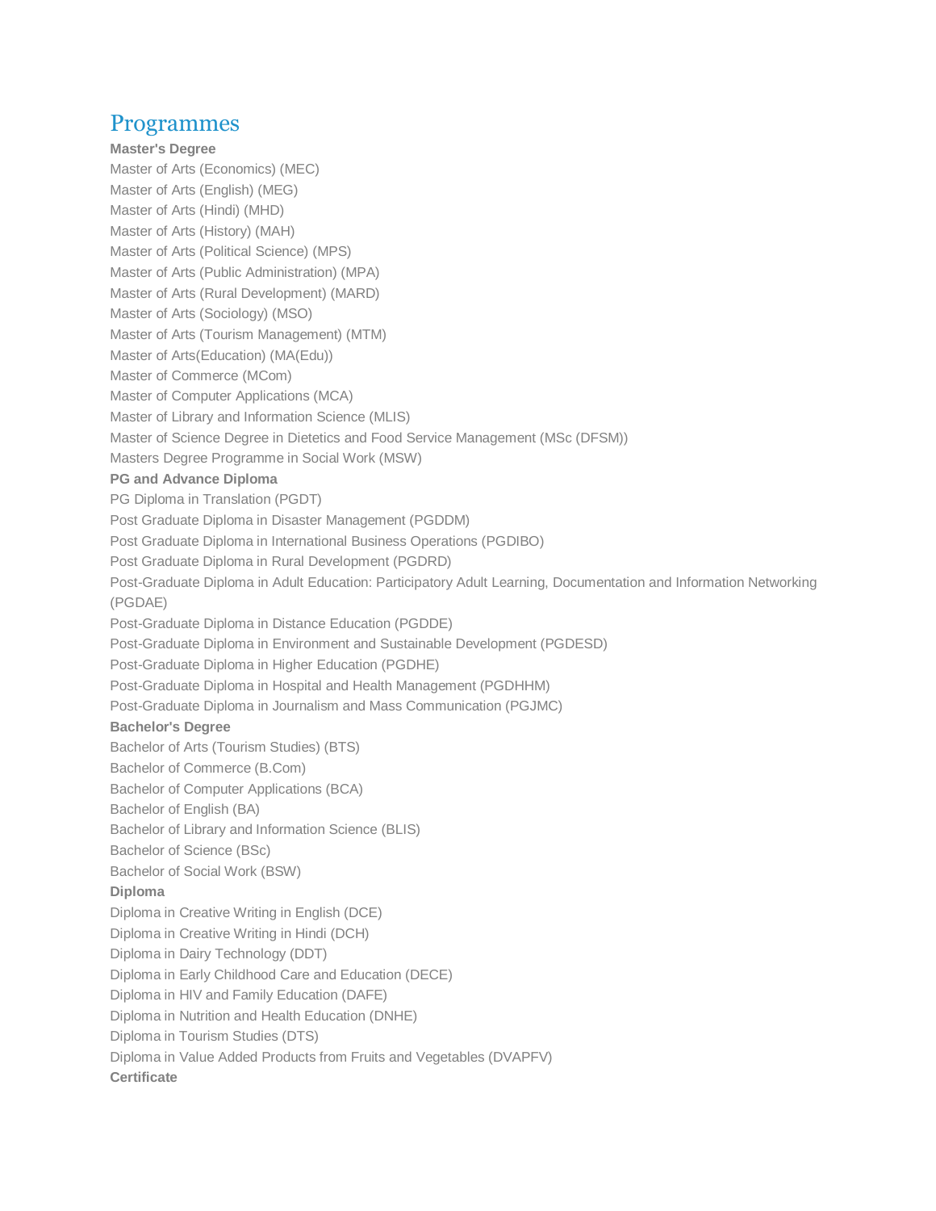# Programmes

**Master's Degree**

Master of Arts (Economics) (MEC)
Master of Arts (English) (MEG)
Master of Arts (Hindi) (MHD)
Master of Arts (History) (MAH)
Master of Arts (Political Science) (MPS)
Master of Arts (Public Administration) (MPA)
Master of Arts (Rural Development) (MARD)
Master of Arts (Sociology) (MSO)
Master of Arts (Tourism Management) (MTM)
Master of Arts(Education) (MA(Edu))
Master of Commerce (MCom)
Master of Computer Applications (MCA)
Master of Library and Information Science (MLIS)
Master of Science Degree in Dietetics and Food Service Management (MSc (DFSM))
Masters Degree Programme in Social Work (MSW)

**PG and Advance Diploma**

PG Diploma in Translation (PGDT)
Post Graduate Diploma in Disaster Management (PGDDM)
Post Graduate Diploma in International Business Operations (PGDIBO)
Post Graduate Diploma in Rural Development (PGDRD)
Post-Graduate Diploma in Adult Education: Participatory Adult Learning, Documentation and Information Networking (PGDAE)
Post-Graduate Diploma in Distance Education (PGDDE)
Post-Graduate Diploma in Environment and Sustainable Development (PGDESD)
Post-Graduate Diploma in Higher Education (PGDHE)
Post-Graduate Diploma in Hospital and Health Management (PGDHHM)
Post-Graduate Diploma in Journalism and Mass Communication (PGJMC)

**Bachelor's Degree**

Bachelor of Arts (Tourism Studies) (BTS)
Bachelor of Commerce (B.Com)
Bachelor of Computer Applications (BCA)
Bachelor of English (BA)
Bachelor of Library and Information Science (BLIS)
Bachelor of Science (BSc)
Bachelor of Social Work (BSW)

**Diploma**

Diploma in Creative Writing in English (DCE)
Diploma in Creative Writing in Hindi (DCH)
Diploma in Dairy Technology (DDT)
Diploma in Early Childhood Care and Education (DECE)
Diploma in HIV and Family Education (DAFE)
Diploma in Nutrition and Health Education (DNHE)
Diploma in Tourism Studies (DTS)
Diploma in Value Added Products from Fruits and Vegetables (DVAPFV)

**Certificate**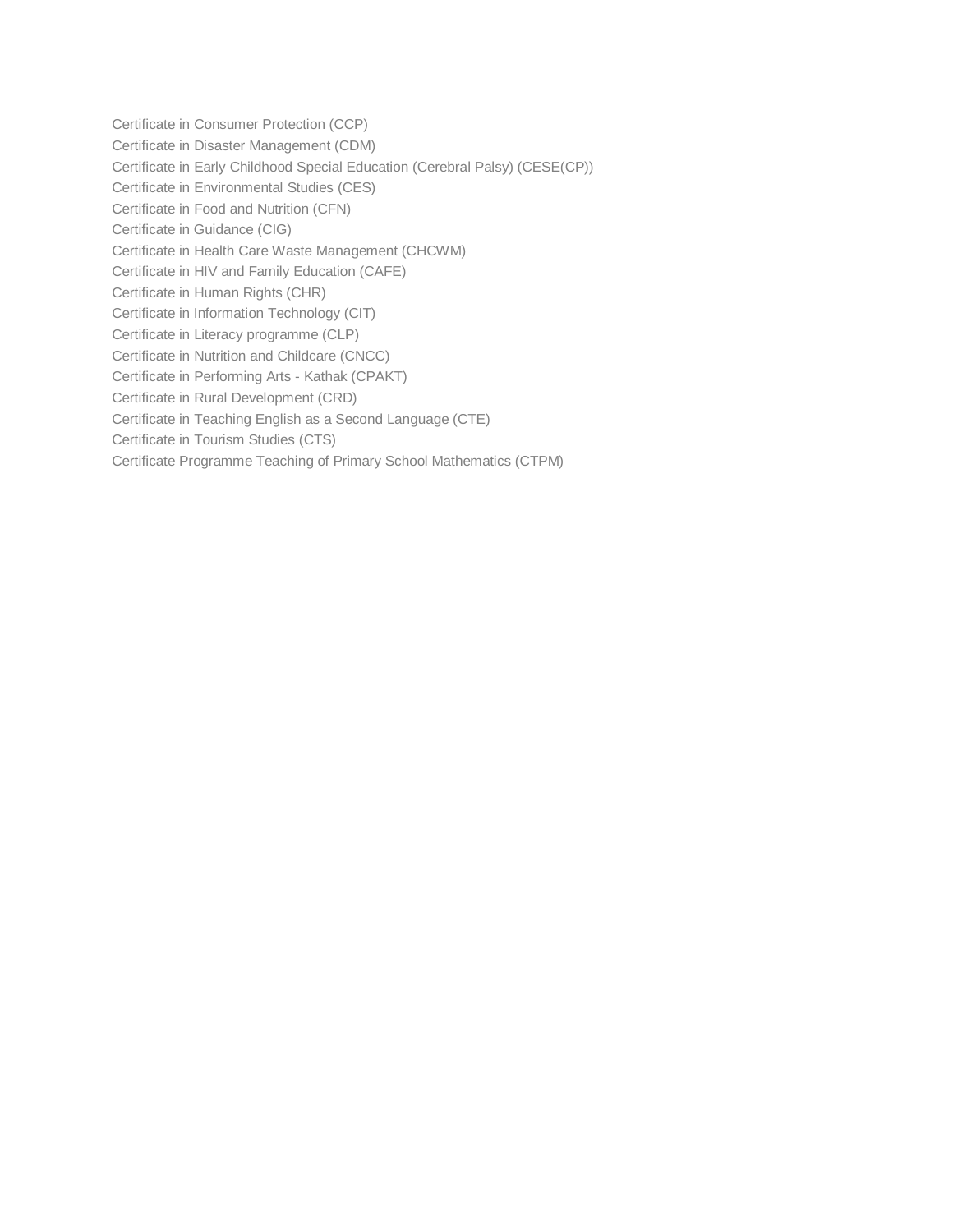Certificate in Consumer Protection (CCP)
Certificate in Disaster Management (CDM)
Certificate in Early Childhood Special Education (Cerebral Palsy) (CESE(CP))
Certificate in Environmental Studies (CES)
Certificate in Food and Nutrition (CFN)
Certificate in Guidance (CIG)
Certificate in Health Care Waste Management (CHCWM)
Certificate in HIV and Family Education (CAFE)
Certificate in Human Rights (CHR)
Certificate in Information Technology (CIT)
Certificate in Literacy programme (CLP)
Certificate in Nutrition and Childcare (CNCC)
Certificate in Performing Arts - Kathak (CPAKT)
Certificate in Rural Development (CRD)
Certificate in Teaching English as a Second Language (CTE)
Certificate in Tourism Studies (CTS)
Certificate Programme Teaching of Primary School Mathematics (CTPM)